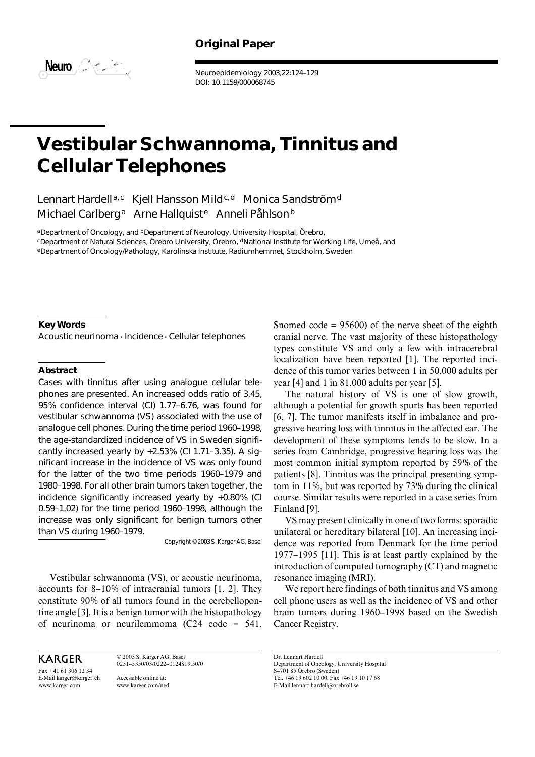**Original Paper**

# Vestibular Schwannoma, Tinnitus and Cellular Telephones

Lennart Hardell[a,c] Kjell Hansson Mild[c,d] Monica Sandström[d] Michael Carlberg[a] Arne Hallquist[e] Anneli Påhlson[b]

[a]Department of Oncology, and [b]Department of Neurology, University Hospital, Örebro, [c]Department of Natural Sciences, Örebro University, Örebro, [d]National Institute for Working Life, Umeå, and [e]Department of Oncology/Pathology, Karolinska Institute, Radiumhemmet, Stockholm, Sweden

**Key Words**

Acoustic neurinoma · Incidence · Cellular telephones

**Abstract**

Cases with tinnitus after using analogue cellular telephones are presented. An increased odds ratio of 3.45, 95% confidence interval (CI) 1.77–6.76, was found for vestibular schwannoma (VS) associated with the use of analogue cell phones. During the time period 1960–1998, the age-standardized incidence of VS in Sweden significantly increased yearly by +2.53% (CI 1.71–3.35). A significant increase in the incidence of VS was only found for the latter of the two time periods 1960–1979 and 1980–1998. For all other brain tumors taken together, the incidence significantly increased yearly by +0.80% (CI 0.59–1.02) for the time period 1960–1998, although the increase was only significant for benign tumors other than VS during 1960–1979.

Copyright © 2003 S. Karger AG, Basel

Vestibular schwannoma (VS), or acoustic neurinoma, accounts for 8–10% of intracranial tumors [1, 2]. They constitute 90% of all tumors found in the cerebellopontine angle [3]. It is a benign tumor with the histopathology of neurinoma or neurilemmoma (C24 code = 541, Snomed code = 95600) of the nerve sheet of the eighth cranial nerve. The vast majority of these histopathology types constitute VS and only a few with intracerebral localization have been reported [1]. The reported incidence of this tumor varies between 1 in 50,000 adults per year [4] and 1 in 81,000 adults per year [5].

The natural history of VS is one of slow growth, although a potential for growth spurts has been reported [6, 7]. The tumor manifests itself in imbalance and progressive hearing loss with tinnitus in the affected ear. The development of these symptoms tends to be slow. In a series from Cambridge, progressive hearing loss was the most common initial symptom reported by 59% of the patients [8]. Tinnitus was the principal presenting symptom in 11%, but was reported by 73% during the clinical course. Similar results were reported in a case series from Finland [9].

VS may present clinically in one of two forms: sporadic unilateral or hereditary bilateral [10]. An increasing incidence was reported from Denmark for the time period 1977–1995 [11]. This is at least partly explained by the introduction of computed tomography (CT) and magnetic resonance imaging (MRI).

We report here findings of both tinnitus and VS among cell phone users as well as the incidence of VS and other brain tumors during 1960–1998 based on the Swedish Cancer Registry.

KARGER

Fax + 41 61 306 12 34
E-Mail karger@karger.ch
www.karger.com

© 2003 S. Karger AG, Basel
0251–5350/03/0222–0124$19.50/0

Accessible online at:
www.karger.com/ned

Dr. Lennart Hardell
Department of Oncology, University Hospital
S–701 85 Örebro (Sweden)
Tel. +46 19 602 10 00, Fax +46 19 10 17 68
E-Mail lennart.hardell@orebroll.se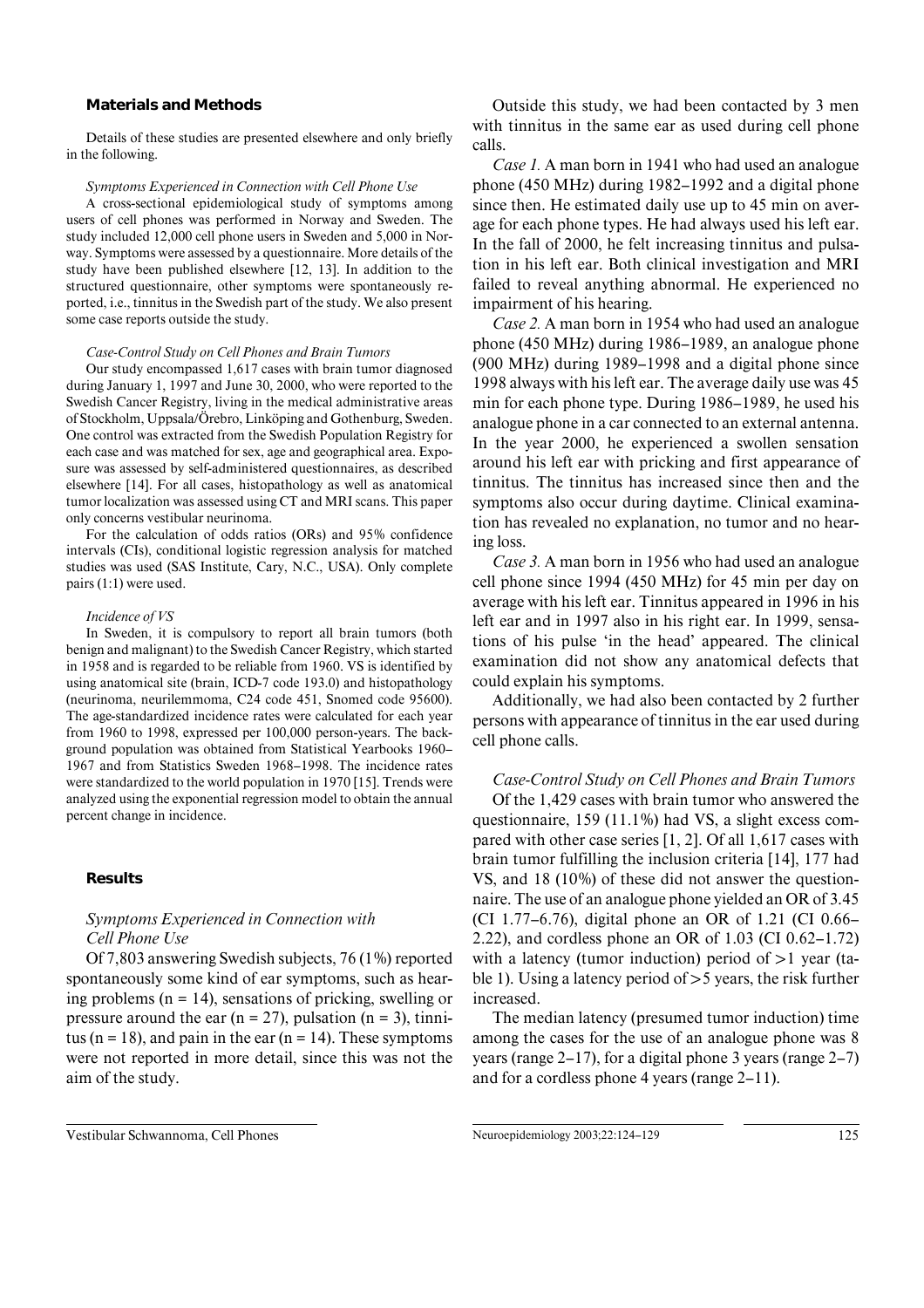## Materials and Methods

Details of these studies are presented elsewhere and only briefly in the following.

### *Symptoms Experienced in Connection with Cell Phone Use*

A cross-sectional epidemiological study of symptoms among users of cell phones was performed in Norway and Sweden. The study included 12,000 cell phone users in Sweden and 5,000 in Norway. Symptoms were assessed by a questionnaire. More details of the study have been published elsewhere [12, 13]. In addition to the structured questionnaire, other symptoms were spontaneously reported, i.e., tinnitus in the Swedish part of the study. We also present some case reports outside the study.

### *Case-Control Study on Cell Phones and Brain Tumors*

Our study encompassed 1,617 cases with brain tumor diagnosed during January 1, 1997 and June 30, 2000, who were reported to the Swedish Cancer Registry, living in the medical administrative areas of Stockholm, Uppsala/Örebro, Linköping and Gothenburg, Sweden. One control was extracted from the Swedish Population Registry for each case and was matched for sex, age and geographical area. Exposure was assessed by self-administered questionnaires, as described elsewhere [14]. For all cases, histopathology as well as anatomical tumor localization was assessed using CT and MRI scans. This paper only concerns vestibular neurinoma.

For the calculation of odds ratios (ORs) and 95% confidence intervals (CIs), conditional logistic regression analysis for matched studies was used (SAS Institute, Cary, N.C., USA). Only complete pairs (1:1) were used.

### *Incidence of VS*

In Sweden, it is compulsory to report all brain tumors (both benign and malignant) to the Swedish Cancer Registry, which started in 1958 and is regarded to be reliable from 1960. VS is identified by using anatomical site (brain, ICD-7 code 193.0) and histopathology (neurinoma, neurilemmoma, C24 code 451, Snomed code 95600). The age-standardized incidence rates were calculated for each year from 1960 to 1998, expressed per 100,000 person-years. The background population was obtained from Statistical Yearbooks 1960–1967 and from Statistics Sweden 1968–1998. The incidence rates were standardized to the world population in 1970 [15]. Trends were analyzed using the exponential regression model to obtain the annual percent change in incidence.

## Results

### *Symptoms Experienced in Connection with Cell Phone Use*

Of 7,803 answering Swedish subjects, 76 (1%) reported spontaneously some kind of ear symptoms, such as hearing problems (n = 14), sensations of pricking, swelling or pressure around the ear (n = 27), pulsation (n = 3), tinnitus (n = 18), and pain in the ear (n = 14). These symptoms were not reported in more detail, since this was not the aim of the study.

Outside this study, we had been contacted by 3 men with tinnitus in the same ear as used during cell phone calls.

*Case 1.* A man born in 1941 who had used an analogue phone (450 MHz) during 1982–1992 and a digital phone since then. He estimated daily use up to 45 min on average for each phone types. He had always used his left ear. In the fall of 2000, he felt increasing tinnitus and pulsation in his left ear. Both clinical investigation and MRI failed to reveal anything abnormal. He experienced no impairment of his hearing.

*Case 2.* A man born in 1954 who had used an analogue phone (450 MHz) during 1986–1989, an analogue phone (900 MHz) during 1989–1998 and a digital phone since 1998 always with his left ear. The average daily use was 45 min for each phone type. During 1986–1989, he used his analogue phone in a car connected to an external antenna. In the year 2000, he experienced a swollen sensation around his left ear with pricking and first appearance of tinnitus. The tinnitus has increased since then and the symptoms also occur during daytime. Clinical examination has revealed no explanation, no tumor and no hearing loss.

*Case 3.* A man born in 1956 who had used an analogue cell phone since 1994 (450 MHz) for 45 min per day on average with his left ear. Tinnitus appeared in 1996 in his left ear and in 1997 also in his right ear. In 1999, sensations of his pulse 'in the head' appeared. The clinical examination did not show any anatomical defects that could explain his symptoms.

Additionally, we had also been contacted by 2 further persons with appearance of tinnitus in the ear used during cell phone calls.

### *Case-Control Study on Cell Phones and Brain Tumors*

Of the 1,429 cases with brain tumor who answered the questionnaire, 159 (11.1%) had VS, a slight excess compared with other case series [1, 2]. Of all 1,617 cases with brain tumor fulfilling the inclusion criteria [14], 177 had VS, and 18 (10%) of these did not answer the questionnaire. The use of an analogue phone yielded an OR of 3.45 (CI 1.77–6.76), digital phone an OR of 1.21 (CI 0.66–2.22), and cordless phone an OR of 1.03 (CI 0.62–1.72) with a latency (tumor induction) period of >1 year (table 1). Using a latency period of >5 years, the risk further increased.

The median latency (presumed tumor induction) time among the cases for the use of an analogue phone was 8 years (range 2–17), for a digital phone 3 years (range 2–7) and for a cordless phone 4 years (range 2–11).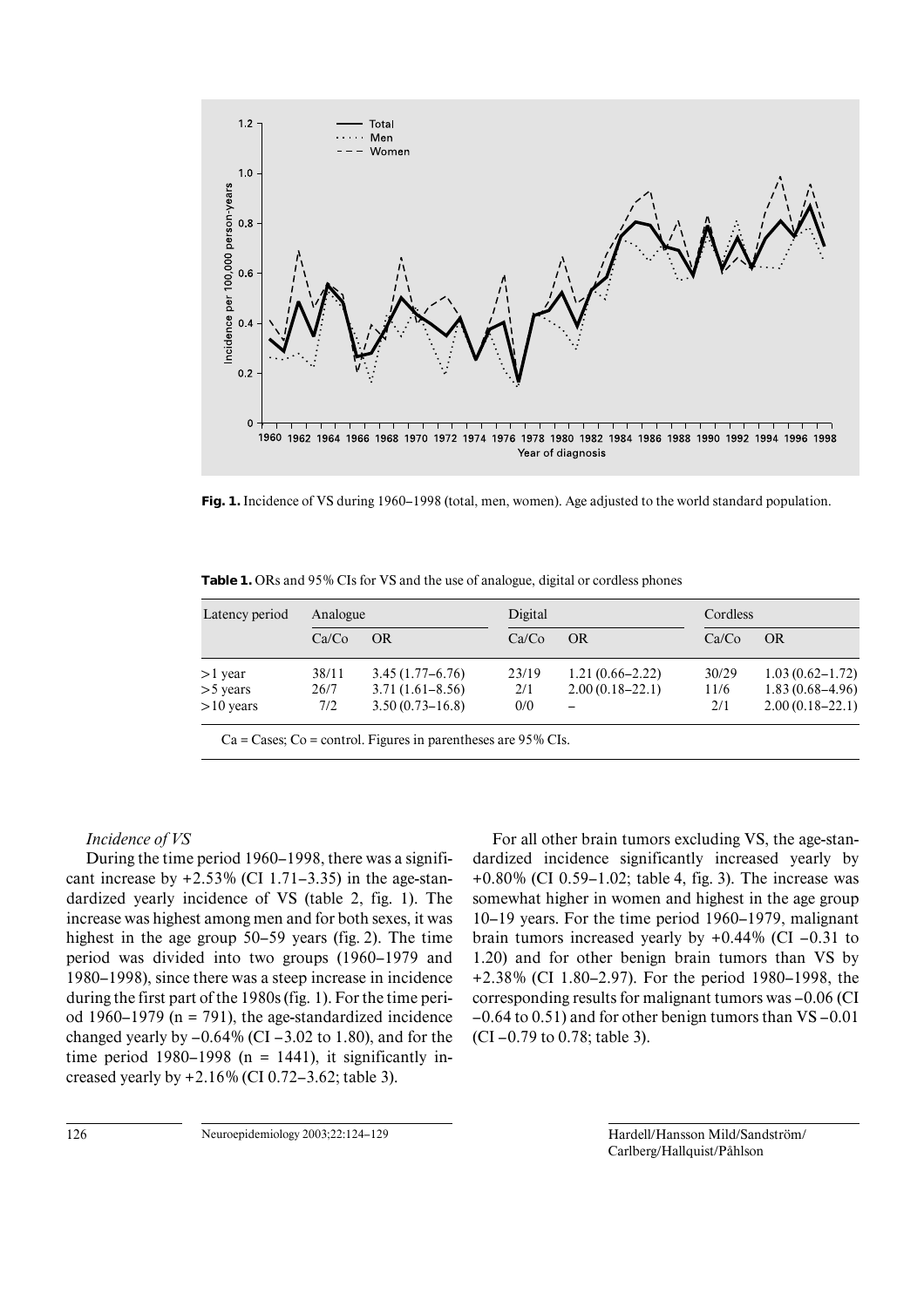**Fig. 1.** Incidence of VS during 1960–1998 (total, men, women). Age adjusted to the world standard population.

**Table 1.** ORs and 95% CIs for VS and the use of analogue, digital or cordless phones

| Latency period | Analogue | | Digital | | Cordless | |
|---|---|---|---|---|---|---|
| | Ca/Co | OR | Ca/Co | OR | Ca/Co | OR |
| >1 year | 38/11 | 3.45 (1.77–6.76) | 23/19 | 1.21 (0.66–2.22) | 30/29 | 1.03 (0.62–1.72) |
| >5 years | 26/7 | 3.71 (1.61–8.56) | 2/1 | 2.00 (0.18–22.1) | 11/6 | 1.83 (0.68–4.96) |
| >10 years | 7/2 | 3.50 (0.73–16.8) | 0/0 | – | 2/1 | 2.00 (0.18–22.1) |

Ca = Cases; Co = control. Figures in parentheses are 95% CIs.

*Incidence of VS*

During the time period 1960–1998, there was a significant increase by +2.53% (CI 1.71–3.35) in the age-standardized yearly incidence of VS (table 2, fig. 1). The increase was highest among men and for both sexes, it was highest in the age group 50–59 years (fig. 2). The time period was divided into two groups (1960–1979 and 1980–1998), since there was a steep increase in incidence during the first part of the 1980s (fig. 1). For the time period 1960–1979 (n = 791), the age-standardized incidence changed yearly by –0.64% (CI –3.02 to 1.80), and for the time period 1980–1998 (n = 1441), it significantly increased yearly by +2.16% (CI 0.72–3.62; table 3).

For all other brain tumors excluding VS, the age-standardized incidence significantly increased yearly by +0.80% (CI 0.59–1.02; table 4, fig. 3). The increase was somewhat higher in women and highest in the age group 10–19 years. For the time period 1960–1979, malignant brain tumors increased yearly by +0.44% (CI –0.31 to 1.20) and for other benign brain tumors than VS by +2.38% (CI 1.80–2.97). For the period 1980–1998, the corresponding results for malignant tumors was –0.06 (CI –0.64 to 0.51) and for other benign tumors than VS –0.01 (CI –0.79 to 0.78; table 3).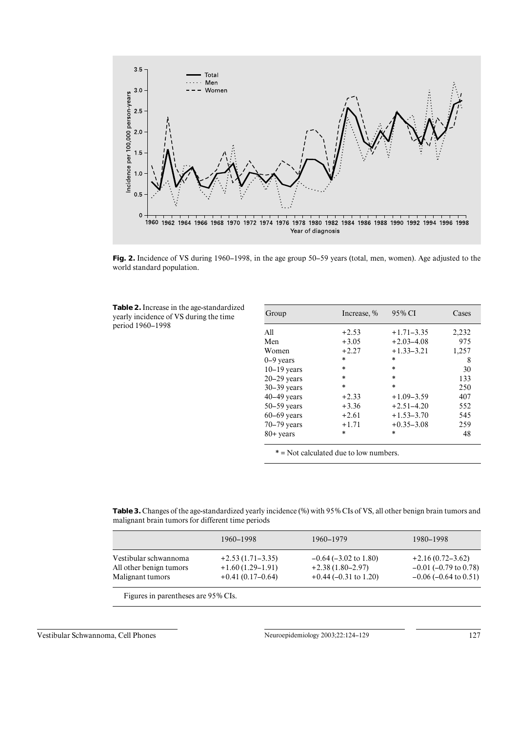**Fig. 2.** Incidence of VS during 1960–1998, in the age group 50–59 years (total, men, women). Age adjusted to the world standard population.

**Table 2.** Increase in the age-standardized yearly incidence of VS during the time period 1960–1998

| Group | Increase, % | 95% CI | Cases |
|---|---|---|---|
| All | +2.53 | +1.71–3.35 | 2,232 |
| Men | +3.05 | +2.03–4.08 | 975 |
| Women | +2.27 | +1.33–3.21 | 1,257 |
| 0–9 years | * | * | 8 |
| 10–19 years | * | * | 30 |
| 20–29 years | * | * | 133 |
| 30–39 years | * | * | 250 |
| 40–49 years | +2.33 | +1.09–3.59 | 407 |
| 50–59 years | +3.36 | +2.51–4.20 | 552 |
| 60–69 years | +2.61 | +1.53–3.70 | 545 |
| 70–79 years | +1.71 | +0.35–3.08 | 259 |
| 80+ years | * | * | 48 |

* = Not calculated due to low numbers.

**Table 3.** Changes of the age-standardized yearly incidence (%) with 95% CIs of VS, all other benign brain tumors and malignant brain tumors for different time periods

| | 1960–1998 | 1960–1979 | 1980–1998 |
|---|---|---|---|
| Vestibular schwannoma | +2.53 (1.71–3.35) | –0.64 (–3.02 to 1.80) | +2.16 (0.72–3.62) |
| All other benign tumors | +1.60 (1.29–1.91) | +2.38 (1.80–2.97) | –0.01 (–0.79 to 0.78) |
| Malignant tumors | +0.41 (0.17–0.64) | +0.44 (–0.31 to 1.20) | –0.06 (–0.64 to 0.51) |

Figures in parentheses are 95% CIs.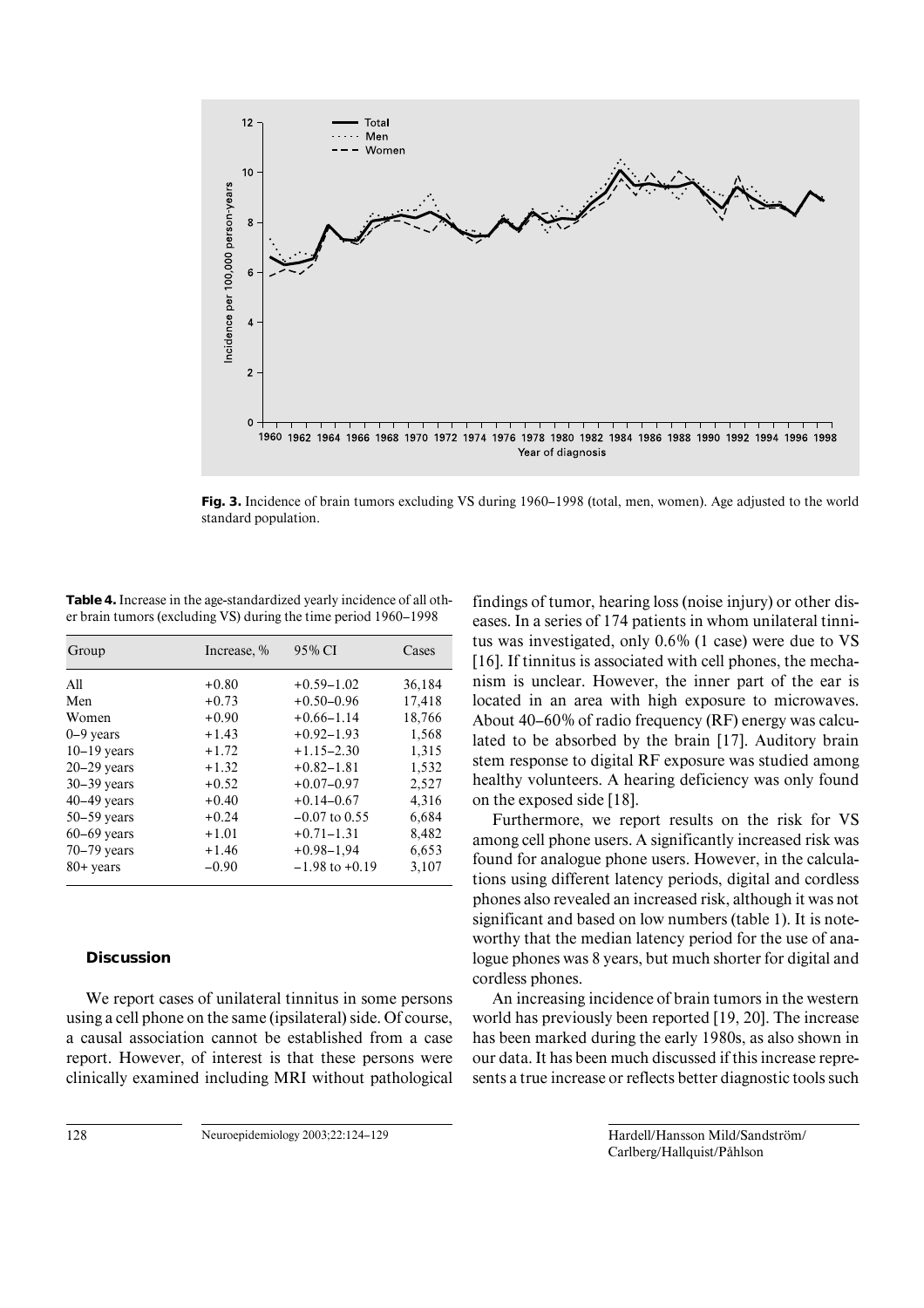Fig. 3. Incidence of brain tumors excluding VS during 1960–1998 (total, men, women). Age adjusted to the world standard population.

**Table 4.** Increase in the age-standardized yearly incidence of all other brain tumors (excluding VS) during the time period 1960–1998

| Group | Increase, % | 95% CI | Cases |
|---|---|---|---|
| All | +0.80 | +0.59–1.02 | 36,184 |
| Men | +0.73 | +0.50–0.96 | 17,418 |
| Women | +0.90 | +0.66–1.14 | 18,766 |
| 0–9 years | +1.43 | +0.92–1.93 | 1,568 |
| 10–19 years | +1.72 | +1.15–2.30 | 1,315 |
| 20–29 years | +1.32 | +0.82–1.81 | 1,532 |
| 30–39 years | +0.52 | +0.07–0.97 | 2,527 |
| 40–49 years | +0.40 | +0.14–0.67 | 4,316 |
| 50–59 years | +0.24 | −0.07 to 0.55 | 6,684 |
| 60–69 years | +1.01 | +0.71–1.31 | 8,482 |
| 70–79 years | +1.46 | +0.98–1,94 | 6,653 |
| 80+ years | −0.90 | −1.98 to +0.19 | 3,107 |

## Discussion

We report cases of unilateral tinnitus in some persons using a cell phone on the same (ipsilateral) side. Of course, a causal association cannot be established from a case report. However, of interest is that these persons were clinically examined including MRI without pathological findings of tumor, hearing loss (noise injury) or other diseases. In a series of 174 patients in whom unilateral tinnitus was investigated, only 0.6% (1 case) were due to VS [16]. If tinnitus is associated with cell phones, the mechanism is unclear. However, the inner part of the ear is located in an area with high exposure to microwaves. About 40–60% of radio frequency (RF) energy was calculated to be absorbed by the brain [17]. Auditory brain stem response to digital RF exposure was studied among healthy volunteers. A hearing deficiency was only found on the exposed side [18].

Furthermore, we report results on the risk for VS among cell phone users. A significantly increased risk was found for analogue phone users. However, in the calculations using different latency periods, digital and cordless phones also revealed an increased risk, although it was not significant and based on low numbers (table 1). It is noteworthy that the median latency period for the use of analogue phones was 8 years, but much shorter for digital and cordless phones.

An increasing incidence of brain tumors in the western world has previously been reported [19, 20]. The increase has been marked during the early 1980s, as also shown in our data. It has been much discussed if this increase represents a true increase or reflects better diagnostic tools such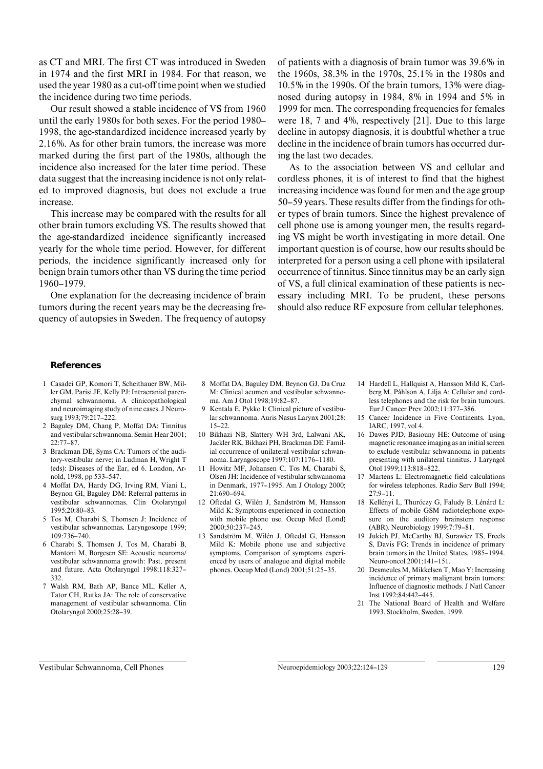as CT and MRI. The first CT was introduced in Sweden in 1974 and the first MRI in 1984. For that reason, we used the year 1980 as a cut-off time point when we studied the incidence during two time periods.

Our result showed a stable incidence of VS from 1960 until the early 1980s for both sexes. For the period 1980–1998, the age-standardized incidence increased yearly by 2.16%. As for other brain tumors, the increase was more marked during the first part of the 1980s, although the incidence also increased for the later time period. These data suggest that the increasing incidence is not only related to improved diagnosis, but does not exclude a true increase.

This increase may be compared with the results for all other brain tumors excluding VS. The results showed that the age-standardized incidence significantly increased yearly for the whole time period. However, for different periods, the incidence significantly increased only for benign brain tumors other than VS during the time period 1960–1979.

One explanation for the decreasing incidence of brain tumors during the recent years may be the decreasing frequency of autopsies in Sweden. The frequency of autopsy of patients with a diagnosis of brain tumor was 39.6% in the 1960s, 38.3% in the 1970s, 25.1% in the 1980s and 10.5% in the 1990s. Of the brain tumors, 13% were diagnosed during autopsy in 1984, 8% in 1994 and 5% in 1999 for men. The corresponding frequencies for females were 18, 7 and 4%, respectively [21]. Due to this large decline in autopsy diagnosis, it is doubtful whether a true decline in the incidence of brain tumors has occurred during the last two decades.

As to the association between VS and cellular and cordless phones, it is of interest to find that the highest increasing incidence was found for men and the age group 50–59 years. These results differ from the findings for other types of brain tumors. Since the highest prevalence of cell phone use is among younger men, the results regarding VS might be worth investigating in more detail. One important question is of course, how our results should be interpreted for a person using a cell phone with ipsilateral occurrence of tinnitus. Since tinnitus may be an early sign of VS, a full clinical examination of these patients is necessary including MRI. To be prudent, these persons should also reduce RF exposure from cellular telephones.

## References

1. Casadei GP, Komori T, Scheithauer BW, Miller GM, Parisi JE, Kelly PJ: Intracranial parenchymal schwannoma. A clinicopathological and neuroimaging study of nine cases. J Neurosurg 1993;79:217–222.
2. Baguley DM, Chang P, Moffat DA: Tinnitus and vestibular schwannoma. Semin Hear 2001; 22:77–87.
3. Brackman DE, Syms CA: Tumors of the auditory-vestibular nerve; in Ludman H, Wright T (eds): Diseases of the Ear, ed 6. London, Arnold, 1998, pp 533–547.
4. Moffat DA, Hardy DG, Irving RM, Viani L, Beynon GI, Baguley DM: Referral patterns in vestibular schwannomas. Clin Otolaryngol 1995;20:80–83.
5. Tos M, Charabi S, Thomsen J: Incidence of vestibular schwannomas. Laryngoscope 1999; 109:736–740.
6. Charabi S, Thomsen J, Tos M, Charabi B, Mantoni M, Borgesen SE: Acoustic neuroma/vestibular schwannoma growth: Past, present and future. Acta Otolaryngol 1998;118:327–332.
7. Walsh RM, Bath AP, Bance ML, Keller A, Tator CH, Rutka JA: The role of conservative management of vestibular schwannoma. Clin Otolaryngol 2000;25:28–39.
8. Moffat DA, Baguley DM, Beynon GJ, Da Cruz M: Clinical acumen and vestibular schwannoma. Am J Otol 1998;19:82–87.
9. Kentala E, Pykko I: Clinical picture of vestibular schwannoma. Auris Nasus Larynx 2001;28: 15–22.
10. Bikhazi NB, Slattery WH 3rd, Lalwani AK, Jackler RK, Bikhazi PH, Brackman DE: Familial occurrence of unilateral vestibular schwannoma. Laryngoscope 1997;107:1176–1180.
11. Howitz MF, Johansen C, Tos M, Charabi S, Olsen JH: Incidence of vestibular schwannoma in Denmark, 1977–1995. Am J Otology 2000; 21:690–694.
12. Oftedal G, Wilén J, Sandström M, Hansson Mild K: Symptoms experienced in connection with mobile phone use. Occup Med (Lond) 2000;50:237–245.
13. Sandström M, Wilén J, Oftedal G, Hansson Mild K: Mobile phone use and subjective symptoms. Comparison of symptoms experienced by users of analogue and digital mobile phones. Occup Med (Lond) 2001;51:25–35.
14. Hardell L, Hallquist A, Hansson Mild K, Carlberg M, Påhlson A, Lilja A: Cellular and cordless telephones and the risk for brain tumours. Eur J Cancer Prev 2002;11:377–386.
15. Cancer Incidence in Five Continents. Lyon, IARC, 1997, vol 4.
16. Dawes PJD, Basiouny HE: Outcome of using magnetic resonance imaging as an initial screen to exclude vestibular schwannoma in patients presenting with unilateral tinnitus. J Laryngol Otol 1999;113:818–822.
17. Martens L: Electromagnetic field calculations for wireless telephones. Radio Serv Bull 1994; 27:9–11.
18. Kellényi L, Thuróczy G, Faludy B, Lénárd L: Effects of mobile GSM radiotelephone exposure on the auditory brainstem response (ABR). Neurobiology 1999;7:79–81.
19. Jukich PJ, McCarthy BJ, Surawicz TS, Freels S, Davis FG: Trends in incidence of primary brain tumors in the United States, 1985–1994. Neuro-oncol 2001;141–151.
20. Desmeules M, Mikkelsen T, Mao Y: Increasing incidence of primary malignant brain tumors: Influence of diagnostic methods. J Natl Cancer Inst 1992;84:442–445.
21. The National Board of Health and Welfare 1993. Stockholm, Sweden, 1999.